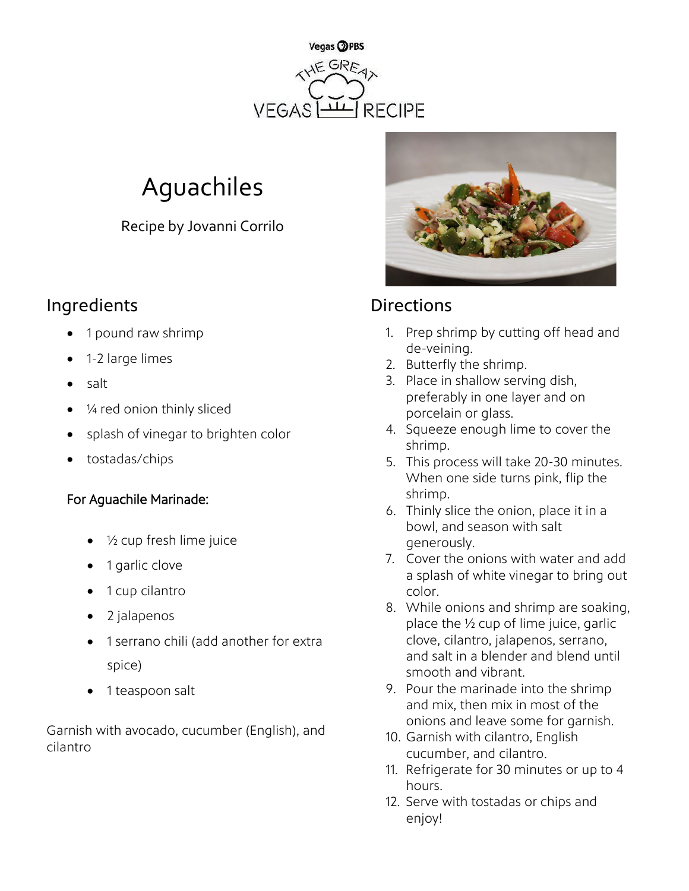Vegas PBS

THE GREAT VEGAS RECIPE

# Aguachiles

Recipe by Jovanni Corrilo

## Ingredients

- 1 pound raw shrimp
- 1-2 large limes
- salt
- ¼ red onion thinly sliced
- splash of vinegar to brighten color
- tostadas/chips

### For Aguachile Marinade:

- ½ cup fresh lime juice
- 1 garlic clove
- 1 cup cilantro
- 2 jalapenos
- 1 serrano chili (add another for extra spice)
- 1 teaspoon salt

Garnish with avocado, cucumber (English), and cilantro

## Directions

1. Prep shrimp by cutting off head and de-veining.
2. Butterfly the shrimp.
3. Place in shallow serving dish, preferably in one layer and on porcelain or glass.
4. Squeeze enough lime to cover the shrimp.
5. This process will take 20-30 minutes. When one side turns pink, flip the shrimp.
6. Thinly slice the onion, place it in a bowl, and season with salt generously.
7. Cover the onions with water and add a splash of white vinegar to bring out color.
8. While onions and shrimp are soaking, place the ½ cup of lime juice, garlic clove, cilantro, jalapenos, serrano, and salt in a blender and blend until smooth and vibrant.
9. Pour the marinade into the shrimp and mix, then mix in most of the onions and leave some for garnish.
10. Garnish with cilantro, English cucumber, and cilantro.
11. Refrigerate for 30 minutes or up to 4 hours.
12. Serve with tostadas or chips and enjoy!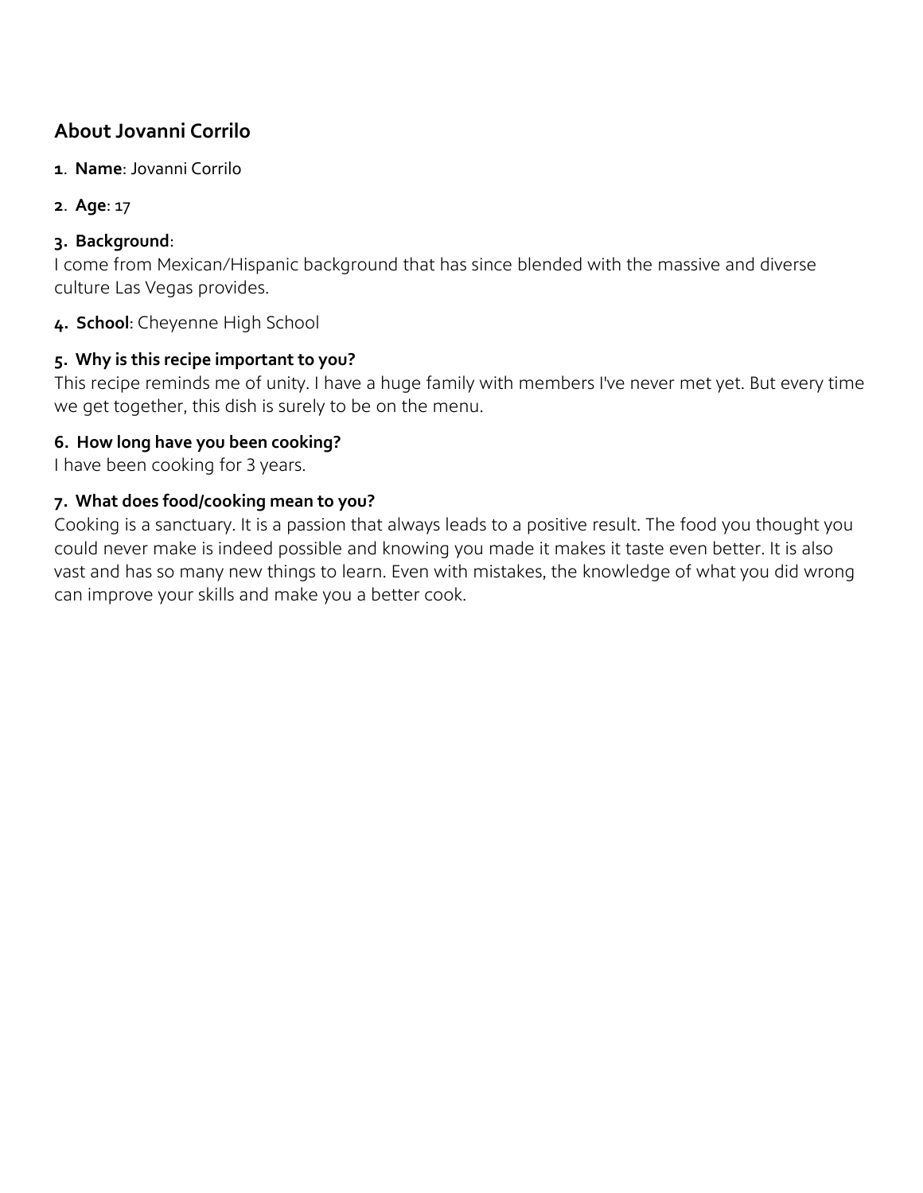## About Jovanni Corrilo

1. **Name**: Jovanni Corrilo
2. **Age**: 17
3. **Background**:
I come from Mexican/Hispanic background that has since blended with the massive and diverse culture Las Vegas provides.
4. **School**: Cheyenne High School
5. **Why is this recipe important to you?**
This recipe reminds me of unity. I have a huge family with members I've never met yet. But every time we get together, this dish is surely to be on the menu.
6. **How long have you been cooking?**
I have been cooking for 3 years.
7. **What does food/cooking mean to you?**
Cooking is a sanctuary. It is a passion that always leads to a positive result. The food you thought you could never make is indeed possible and knowing you made it makes it taste even better. It is also vast and has so many new things to learn. Even with mistakes, the knowledge of what you did wrong can improve your skills and make you a better cook.